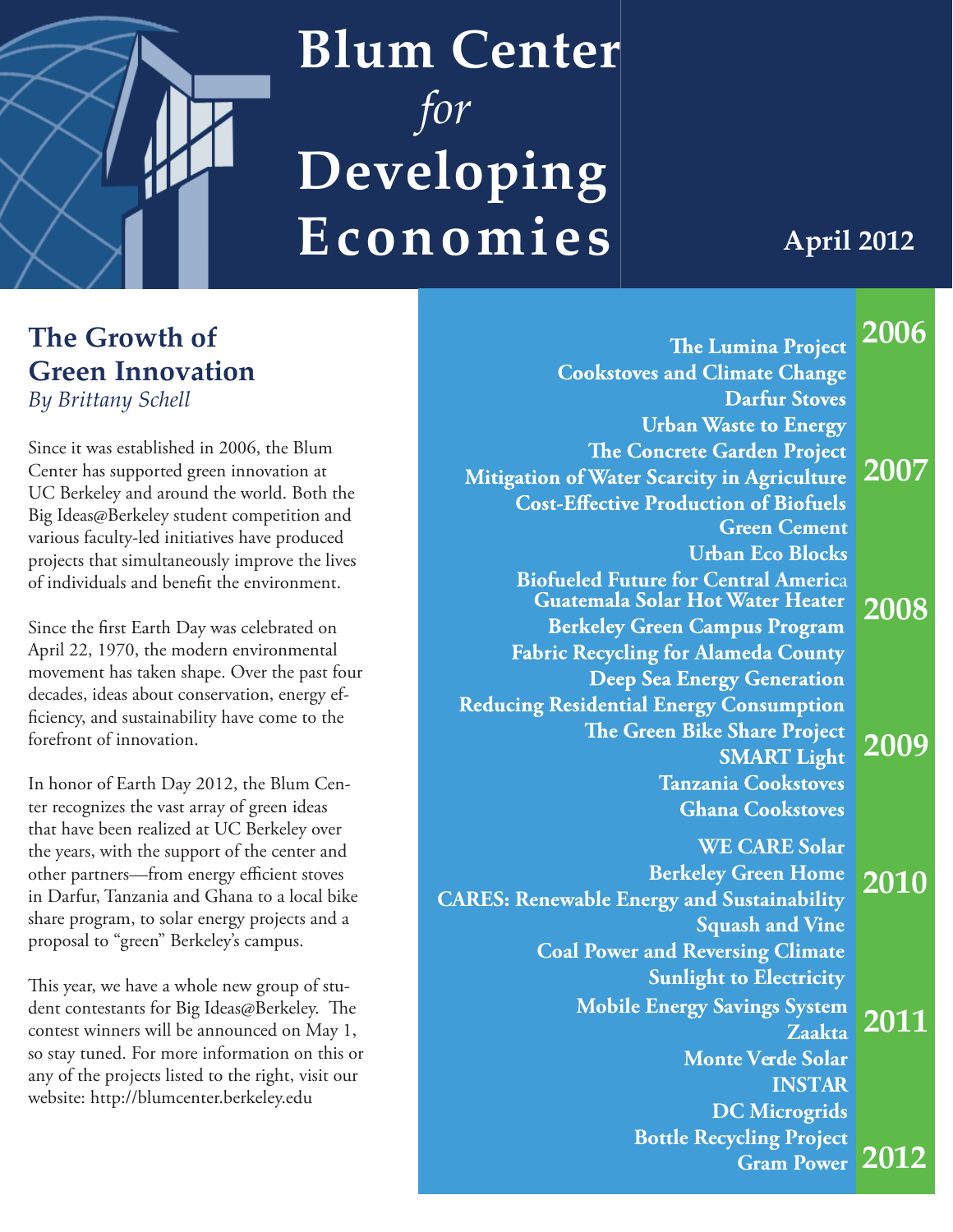# Blum Center *for* Developing Economies

**April 2012**

## The Growth of Green Innovation

*By Brittany Schell*

Since it was established in 2006, the Blum Center has supported green innovation at UC Berkeley and around the world. Both the Big Ideas@Berkeley student competition and various faculty-led initiatives have produced projects that simultaneously improve the lives of individuals and benefit the environment.

Since the first Earth Day was celebrated on April 22, 1970, the modern environmental movement has taken shape. Over the past four decades, ideas about conservation, energy efficiency, and sustainability have come to the forefront of innovation.

In honor of Earth Day 2012, the Blum Center recognizes the vast array of green ideas that have been realized at UC Berkeley over the years, with the support of the center and other partners—from energy efficient stoves in Darfur, Tanzania and Ghana to a local bike share program, to solar energy projects and a proposal to "green" Berkeley's campus.

This year, we have a whole new group of student contestants for Big Ideas@Berkeley. The contest winners will be announced on May 1, so stay tuned. For more information on this or any of the projects listed to the right, visit our website: http://blumcenter.berkeley.edu

**2006**

**The Lumina Project**
**Cookstoves and Climate Change**
**Darfur Stoves**
**Urban Waste to Energy**
**The Concrete Garden Project**

**2007**

**Mitigation of Water Scarcity in Agriculture**
**Cost-Effective Production of Biofuels**
**Green Cement**
**Urban Eco Blocks**
**Biofueled Future for Central America**

**2008**

**Guatemala Solar Hot Water Heater**
**Berkeley Green Campus Program**
**Fabric Recycling for Alameda County**
**Deep Sea Energy Generation**
**Reducing Residential Energy Consumption**

**2009**

**The Green Bike Share Project**
**SMART Light**
**Tanzania Cookstoves**
**Ghana Cookstoves**

**2010**

**WE CARE Solar**
**Berkeley Green Home**
**CARES: Renewable Energy and Sustainability**
**Squash and Vine**
**Coal Power and Reversing Climate**
**Sunlight to Electricity**

**2011**

**Mobile Energy Savings System**
**Zaakta**
**Monte Verde Solar**
**INSTAR**
**DC Microgrids**
**Bottle Recycling Project**

**2012**

**Gram Power**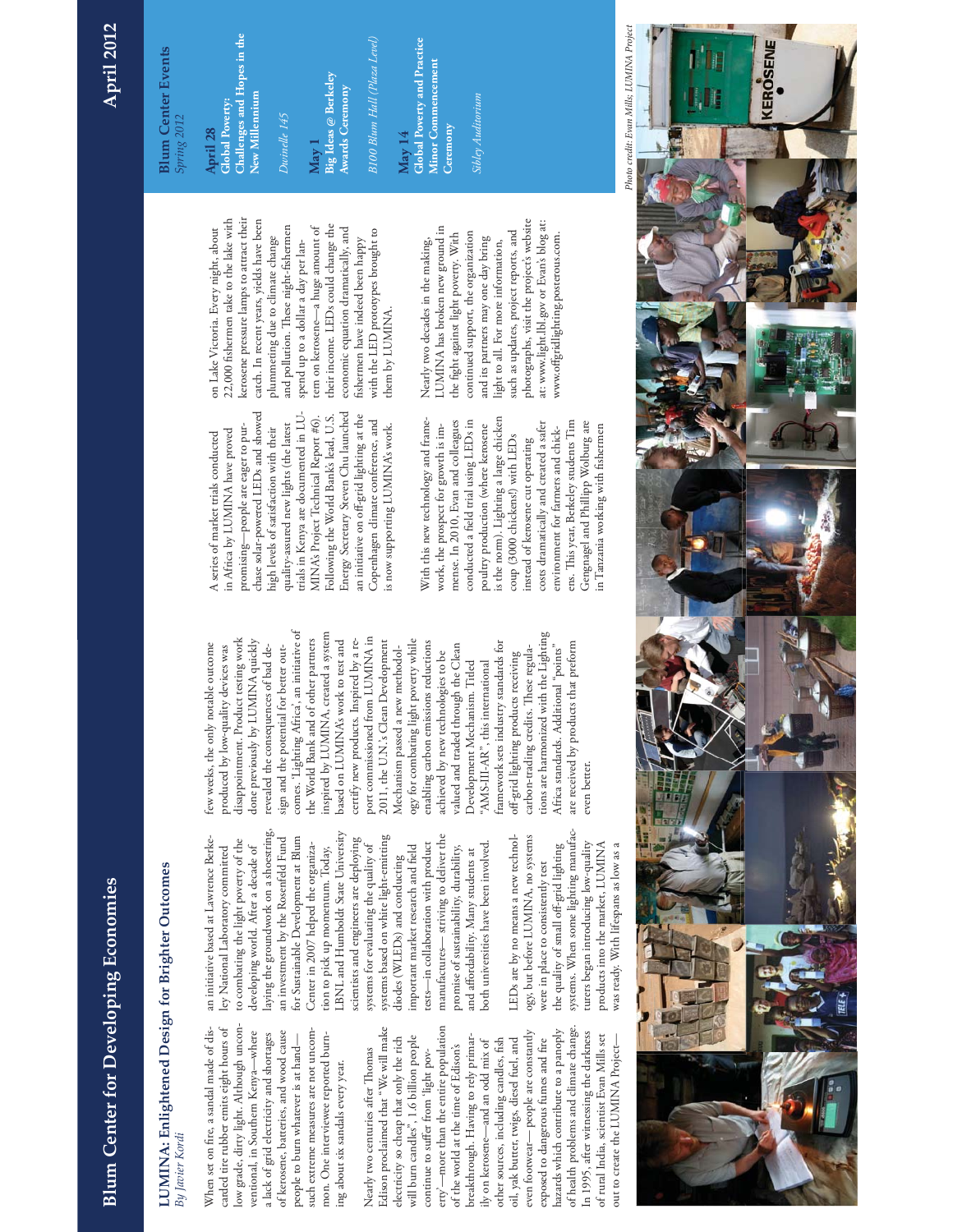# Blum Center for Developing Economies

April 2012

## LUMINA: Enlightened Design for Brighter Outcomes

*By Javier Kordi*

When set on fire, a sandal made of discarded tire rubber emits eight hours of low grade, dirty light. Although unconventional, in Southern Kenya—where a lack of grid electricity and shortages of kerosene, batteries, and wood cause people to burn whatever is at hand—such extreme measures are not uncommon. One interviewee reported burning about six sandals every year.

Nearly two centuries after Thomas Edison proclaimed that "We will make electricity so cheap that only the rich will burn candles", 1.6 billion people continue to suffer from 'light poverty'—more than the entire population of the world at the time of Edison's breakthrough. Having to rely primarily on kerosene—and an odd mix of other sources, including candles, fish oil, yak butter, twigs, diesel fuel, and even footwear— people are constantly exposed to dangerous fumes and fire hazards which contribute to a panoply of health problems and climate change. In 1995, after witnessing the darkness of rural India, scientist Evan Mills set out to create the LUMINA Project—an initiative based at Lawrence Berkeley National Laboratory committed to combating the light poverty of the developing world. After a decade of laying the groundwork on a shoestring, an investment by the Rosenfeld Fund for Sustainable Development at Blum Center in 2007 helped the organization to pick up momentum. Today, LBNL and Humboldt State University scientists and engineers are deploying systems for evaluating the quality of systems based on white light-emitting diodes (WLEDs) and conducting important market research and field tests—in collaboration with product manufacturers— striving to deliver the promise of sustainability, durability, and affordability. Many students at both universities have been involved.

LEDs are by no means a new technology, but before LUMINA, no systems were in place to consistently test the quality of small off-grid lighting systems. When some lighting manufacturers began introducing low-quality products into the market, LUMINA was ready. With lifespans as low as a few weeks, the only notable outcome produced by low-quality devices was disappointment. Product testing work done previously by LUMINA quickly revealed the consequences of bad design and the potential for better outcomes. 'Lighting Africa', an initiative of the World Bank and of other partners inspired by LUMINA, created a system based on LUMINA's work to test and certify new products. Inspired by a report commissioned from LUMINA in 2011, the U.N.'s Clean Development Mechanism passed a new methodology for combating light poverty while enabling carbon emissions reductions achieved by new technologies to be valued and traded through the Clean Development Mechanism. Titled "AMS-III-AR", this international framework sets industry standards for off-grid lighting products receiving carbon-trading credits. These regulations are harmonized with the Lighting Africa standards. Additional "points" are received by products that preform even better.

A series of market trials conducted in Africa by LUMINA have proved promising—people are eager to purchase solar-powered LEDs and showed high levels of satisfaction with their quality-assured new lights (the latest trials in Kenya are documented in LUMINA's Project Technical Report #6). Following the World Bank's lead, U.S. Energy Secretary Steven Chu launched an initiative on off-grid lighting at the Copenhagen climate conference, and is now supporting LUMINA's work.

With this new technology and framework, the prospect for growth is immense. In 2010, Evan and colleagues conducted a field trial using LEDs in poultry production (where kerosene is the norm). Lighting a large chicken coop (3000 chickens!) with LEDs instead of kerosene cut operating costs dramatically and created a safer environment for farmers and chickens. This year, Berkeley students Tim Gengnagel and Phillipp Wolburg are in Tanzania working with fishermen on Lake Victoria. Every night, about 22,000 fishermen take to the lake with kerosene pressure lamps to attract their catch. In recent years, yields have been plummeting due to climate change and pollution. These night-fishermen spend up to a dollar a day per lantern on kerosene—a huge amount of their income. LEDs could change the economic equation dramatically, and fishermen have indeed been happy with the LED prototypes brought to them by LUMINA.

Nearly two decades in the making, LUMINA has broken new ground in the fight against light poverty. With continued support, the organization and its partners may one day bring light to all. For more information, such as updates, project reports, and photographs, visit the project's website at: www.light.lbl.gov or Evan's blog at: www.offgridlighting.posterous.com.

### Blum Center Events

*Spring 2012*

**April 28**
**Global Poverty: Challenges and Hopes in the New Millennium**
*Dwinelle 145*

**May 1**
**Big Ideas @ Berkeley Awards Ceremony**
*B100 Blum Hall (Plaza Level)*

**May 14**
**Global Poverty and Practice Minor Commencement Ceremony**
*Sibley Auditorium*

*Photo credit: Evan Mills; LUMINA Project*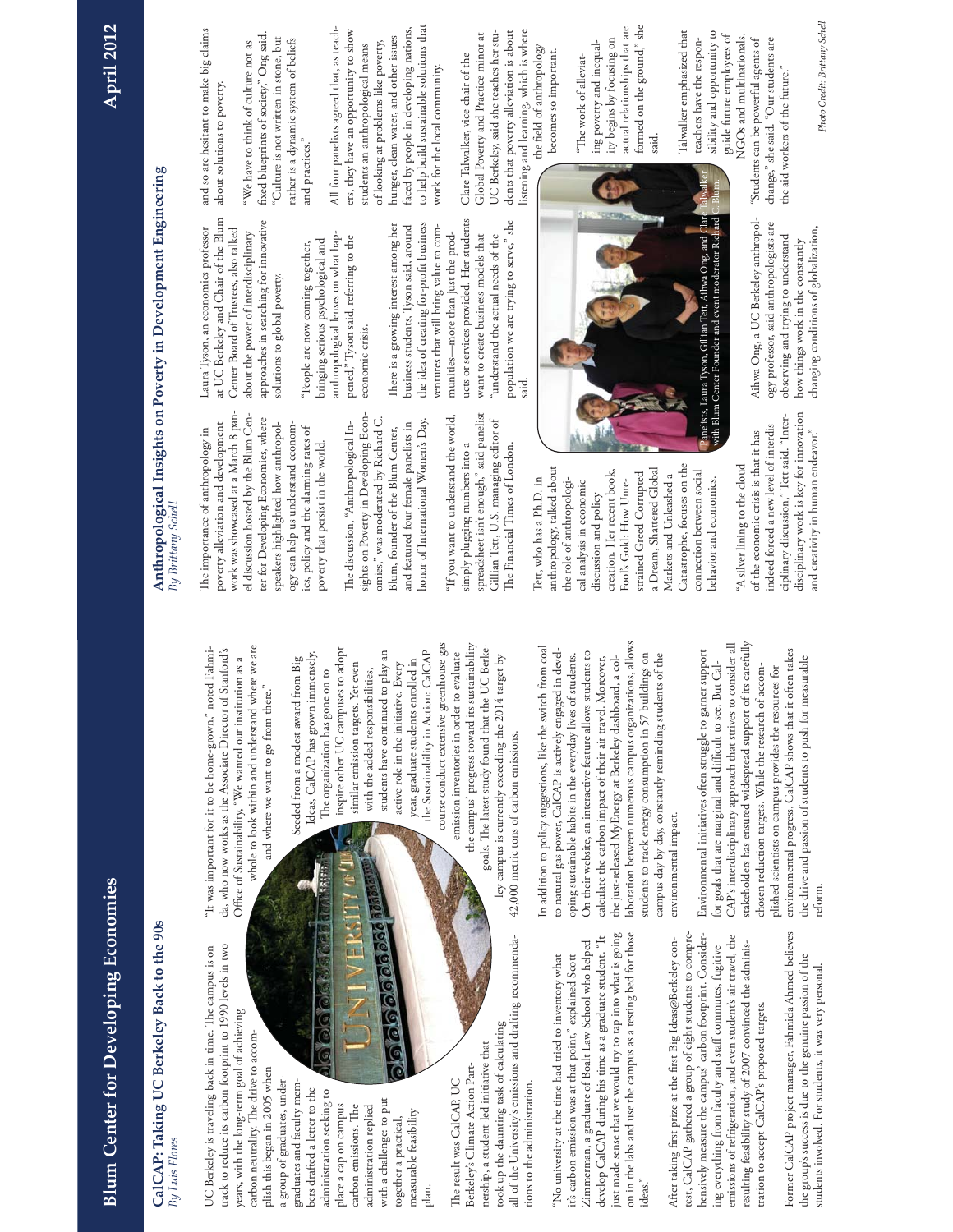## CalCAP: Taking UC Berkeley Back to the 90s

*By Luis Flores*

UC Berkeley is traveling back in time. The campus is on track to reduce its carbon footprint to 1990 levels in two years, with the long-term goal of achieving carbon neutrality. The drive to accomplish this began in 2005 when a group of graduates, undergraduates and faculty members drafted a letter to the administration seeking to place a cap on campus carbon emissions. The administration replied with a challenge: to put together a practical, measurable feasibility plan.

The result was CalCAP, UC Berkeley's Climate Action Partnership, a student-led initiative that took up the daunting task of calculating all of the University's emissions and drafting recommendations to the administration.

"No university at the time had tried to inventory what it's carbon emission was at that point," explained Scott Zimmerman, a graduate of Boalt Law School who helped develop CalCAP during his time as a graduate student. "It just made sense that we would try to tap into what is going on in the labs and use the campus as a testing bed for those ideas."

After taking first prize at the first Big Ideas@Berkeley contest, CalCAP gathered a group of eight students to comprehensively measure the campus' carbon footprint. Considering everything from faculty and staff commutes, fugitive emissions of refrigeration, and even student's air travel, the resulting feasibility study of 2007 convinced the administration to accept CalCAP's proposed targets.

Former CalCAP project manager, Fahmida Ahmed believes the group's success is due to the genuine passion of the students involved. For students, it was very personal.

"It was important for it to be home-grown," noted Fahmida, who now works as the Associate Director of Stanford's Office of Sustainability. "We wanted our institution as a whole to look within and understand where we are and where we want to go from there."

Seeded from a modest award from Big Ideas, CalCAP has grown immensely. The organization has gone on to inspire other UC campuses to adopt similar emission targets. Yet even with the added responsibilities, students have continued to play an active role in the initiative. Every year, graduate students enrolled in the Sustainability in Action: CalCAP course conduct extensive greenhouse gas emission inventories in order to evaluate the campus' progress toward its sustainability goals. The latest study found that the UC Berkeley campus is currently exceeding the 2014 target by 42,000 metric tons of carbon emissions.

In addition to policy suggestions, like the switch from coal to natural gas power, CalCAP is actively engaged in developing sustainable habits in the everyday lives of students. On their website, an interactive feature allows students to calculate the carbon impact of their air travel. Moreover, the just-released MyEnergy at Berkeley dashboard, a collaboration between numerous campus organizations, allows students to track energy consumption in 57 buildings on campus day by day, constantly reminding students of the environmental impact.

Environmental initiatives often struggle to garner support for goals that are marginal and difficult to see. But CalCAP's interdisciplinary approach that strives to consider all stakeholders has ensured widespread support of its carefully chosen reduction targets. While the research of accomplished scientists on campus provides the resources for environmental progress, CalCAP shows that it often takes the drive and passion of students to push for measurable reform.

## Anthropological Insights on Poverty in Development Engineering

*By Brittany Schell*

The importance of anthropology in poverty alleviation and development work was showcased at a March 8 panel discussion hosted by the Blum Center for Developing Economies, where speakers highlighted how anthropology can help us understand economics, policy and the alarming rates of poverty that persist in the world.

The discussion, "Anthropological Insights on Poverty in Developing Economies," was moderated by Richard C. Blum, founder of the Blum Center, and featured four female panelists in honor of International Women's Day.

"If you want to understand the world, simply plugging numbers into a spreadsheet isn't enough," said panelist Gillian Tett, U.S. managing editor of The Financial Times of London.

Tett, who has a Ph.D. in anthropology, talked about the role of anthropological analysis in economic discussion and policy creation. Her recent book, Fool's Gold: How Unrestrained Greed Corrupted a Dream, Shattered Global Markets and Unleashed a Catastrophe, focuses on the connection between social behavior and economics.

"A silver lining to the cloud of the economic crisis is that it has indeed forced a new level of interdisciplinary discussion," Tett said. "Interdisciplinary work is key for innovation and creativity in human endeavor."

Laura Tyson, an economics professor at UC Berkeley and Chair of the Blum Center Board of Trustees, also talked about the power of interdisciplinary approaches in searching for innovative solutions to global poverty.

"People are now coming together, bringing serious psychological and anthropological lenses on what happened," Tyson said, referring to the economic crisis.

There is a growing interest among her business students, Tyson said, around the idea of creating for-profit business ventures that will bring value to communities—more than just the products or services provided. Her students want to create business models that "understand the actual needs of the population we are trying to serve," she said.

Panelists, Laura Tyson, Gillian Tett, Aihwa Ong, and Clare Talwalker with Blum Center Founder and event moderator Richard C. Blum.

*Photo Credit: Brittany Schell*

Aihwa Ong, a UC Berkeley anthropology professor, said anthropologists are observing and trying to understand how things work in the constantly changing conditions of globalization, and so are hesitant to make big claims about solutions to poverty.

"We have to think of culture not as fixed blueprints of society," Ong said. "Culture is not written in stone, but rather is a dynamic system of beliefs and practices."

All four panelists agreed that, as teachers, they have an opportunity to show students an anthropological means of looking at problems like poverty, hunger, clean water, and other issues faced by people in developing nations, to help build sustainable solutions that work for the local community.

Clare Talwalker, vice chair of the Global Poverty and Practice minor at UC Berkeley, said she teaches her students that poverty alleviation is about listening and learning, which is where the field of anthropology becomes so important.

"The work of alleviating poverty and inequality begins by focusing on actual relationships that are formed on the ground," she said.

Talwalker emphasized that teachers have the responsibility and opportunity to guide future employees of NGOs and multinationals.

"Students can be powerful agents of change," she said. "Our students are the aid workers of the future."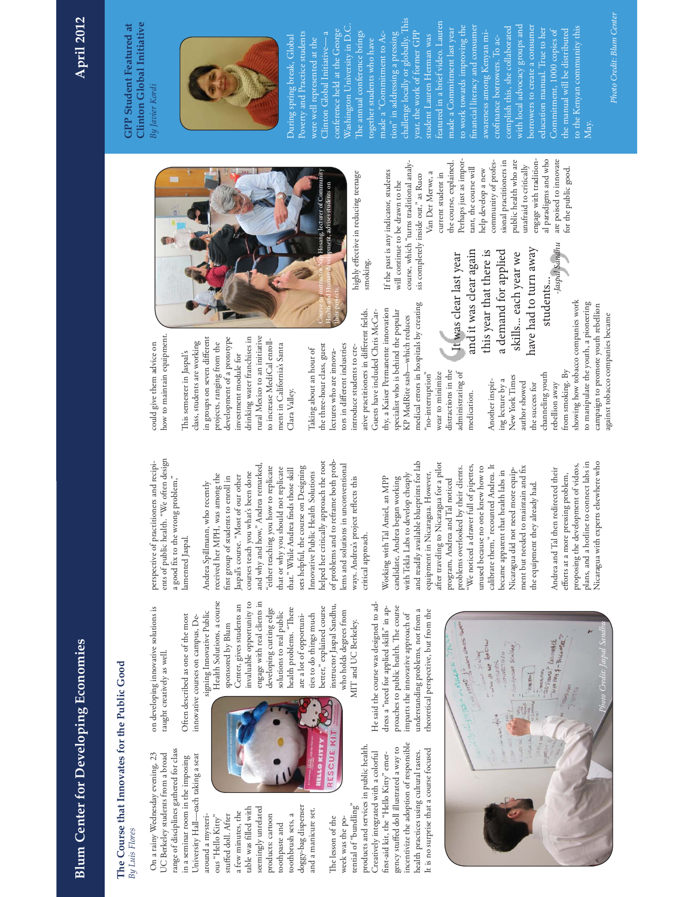# Blum Center for Developing Economies

April 2012

## The Course that Innovates for the Public Good

*By Luis Flores*

On a rainy Wednesday evening, 23 UC Berkeley students from a broad range of disciplines gathered for class in a seminar room in the imposing University Hall—each taking a seat around a mysterious "Hello Kitty" stuffed doll. After a few minutes, the table was filled with seemingly unrelated products: cartoon toothpaste and toothbrush sets, a doggy-bag dispenser and a manicure set.

The lesson of the week was the potential of "bundling" products and services in public health. Creatively integrated with a colorful first-aid kit, the "Hello Kitty" emergency stuffed doll illustrated a way to incentivize the adoption of responsible health practices using cultural tastes. It is no surprise that a course focused on developing innovative solutions is taught creatively as well.

Often described as one of the most innovative courses on campus, Designing Innovative Public Health Solutions, a course sponsored by Blum Center, gives students an invaluable opportunity to engage with real clients in developing cutting edge solutions to real public health problems. "There are a lot of opportunities to do things much better," explained course instructor Jaspal Sandhu, who holds degrees from MIT and UC Berkeley.

He said the course was designed to address a "need for applied skills" in approaches to public health. The course imparts the innovative approach of understanding problems, not from a theoretical perspective, but from the perspective of practitioners and recipients of public health. "We often design a good fix to the wrong problem," lamented Jaspal.

Andrea Spillmann, who recently received her MPH, was among the first group of students to enroll in Jaspal's course. "Most of our other courses teach you what's been done and why and how," Andrea remarked, "either teaching you how to replicate that or why you should not replicate that." While Andrea finds those skill sets helpful, the course on Designing Innovative Public Health Solutions helped her critically approach the root of problems and to reframe both problems and solutions in unconventional ways. Andrea's project reflects this critical approach.

Working with Tal Amiel, an MPP candidate, Andrea began working with Tekla Labs to develop cheaply and readily available blueprints for lab equipment in Nicaragua. However, after traveling to Nicaragua for a pilot program, Andrea and Tal noticed problems overlooked by their clients. "We noticed a drawer full of pipettes, unused because no one knew how to calibrate them," recounted Andrea. It became apparent that health labs in Nicaragua did not need more equipment but needed to maintain and fix the equipment they already had.

Andrea and Tal then redirected their efforts at a more pressing problem, proposing the development of videos, plans, and a hotline to connect labs in Nicaragua with experts elsewhere who could give them advice on how to maintain equipment.

This semester in Jaspal's class, students are working in groups on seven different projects, ranging from the development of a prototype investment module for drinking water franchises in rural Mexico to an initiative to increase MediCal enrollment in California's Santa Clara Valley.

Taking about an hour of the three-hour class, guest lectures who are innovators in different industries introduce students to creative practitioners in different fields. Guests have included Chris McCarthy, a Kaiser Permanente innovation specialist who is behind the popular KP MedRite sash—which reduces medical errors in hospitals by creating "no-interruption" wear to minimize distractions in the administrating of medication.

Another inspiring lecture by a New York Times author showed the success for channeling youth rebellion away from smoking. By showing how tobacco companies work to manipulate the youth, a pioneering campaign to promote youth rebellion against tobacco companies became highly effective in reducing teenage smoking.

If the past is any indicator, students will continue to be drawn to the course, which "turns traditional analysis completely inside out," as Ruco Van Der Merwe, a current student in the course, explained. Perhaps just as important, the course will help develop a new community of professional practitioners in public health who are unafraid to critically engage with traditional paradigms and who are poised to innovate for the public good.

> "It was clear last year and it was clear again this year that there is a demand for applied skills... each year we have had to turn away students..."
>
> -Jaspal Sandhu

Photo Credit: Jaspal Sandhu

Course co-instructor Nap Hosang, lecturer of Community Health and Human development, advises students on their projects.

## GPP Student Featured at Clinton Global Initiative

*By Javier Kordi*

During spring break, Global Poverty and Practice students were well represented at the Clinton Global Initiative—a conference held at the George Washington University in D.C. The annual conference brings together students who have made a "Commitment to Action" in addressing a pressing challenge locally or globally. This year, the work of former GPP student Lauren Herman was featured in a brief video. Lauren made a Commitment last year to work towards improving the financial literacy and consumer awareness among Kenyan microfinance borrowers. To accomplish this, she collaborated with local advocacy groups and borrowers to create a consumer education manual. True to her Commitment, 1000 copies of the manual will be distributed to the Kenyan community this May.

Photo Credit: Blum Center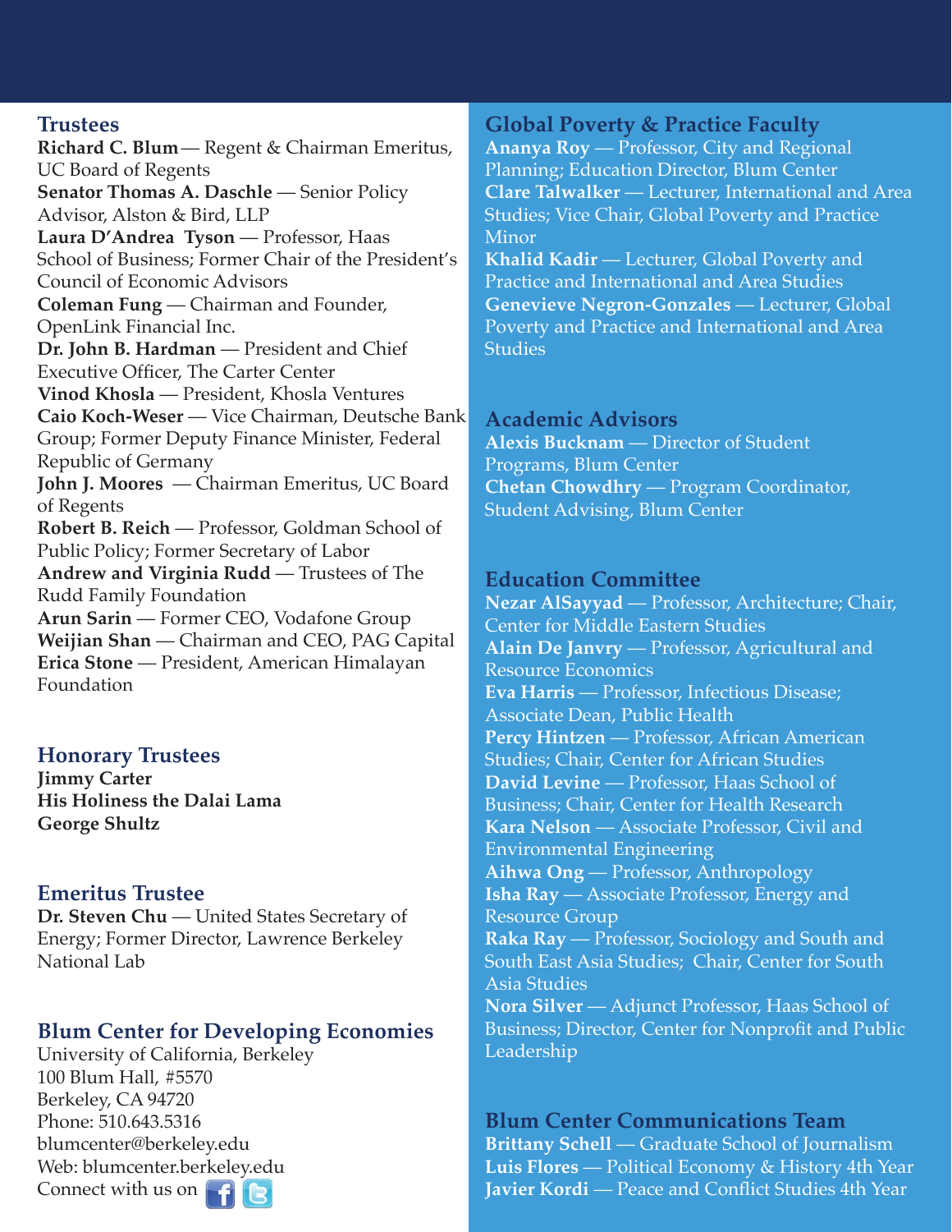## Trustees

**Richard C. Blum** — Regent & Chairman Emeritus, UC Board of Regents
**Senator Thomas A. Daschle** — Senior Policy Advisor, Alston & Bird, LLP
**Laura D'Andrea Tyson** — Professor, Haas School of Business; Former Chair of the President's Council of Economic Advisors
**Coleman Fung** — Chairman and Founder, OpenLink Financial Inc.
**Dr. John B. Hardman** — President and Chief Executive Officer, The Carter Center
**Vinod Khosla** — President, Khosla Ventures
**Caio Koch-Weser** — Vice Chairman, Deutsche Bank Group; Former Deputy Finance Minister, Federal Republic of Germany
**John J. Moores** — Chairman Emeritus, UC Board of Regents
**Robert B. Reich** — Professor, Goldman School of Public Policy; Former Secretary of Labor
**Andrew and Virginia Rudd** — Trustees of The Rudd Family Foundation
**Arun Sarin** — Former CEO, Vodafone Group
**Weijian Shan** — Chairman and CEO, PAG Capital
**Erica Stone** — President, American Himalayan Foundation

## Honorary Trustees

**Jimmy Carter**
**His Holiness the Dalai Lama**
**George Shultz**

## Emeritus Trustee

**Dr. Steven Chu** — United States Secretary of Energy; Former Director, Lawrence Berkeley National Lab

## Blum Center for Developing Economies

University of California, Berkeley
100 Blum Hall, #5570
Berkeley, CA 94720
Phone: 510.643.5316
blumcenter@berkeley.edu
Web: blumcenter.berkeley.edu
Connect with us on

## Global Poverty & Practice Faculty

**Ananya Roy** — Professor, City and Regional Planning; Education Director, Blum Center
**Clare Talwalker** — Lecturer, International and Area Studies; Vice Chair, Global Poverty and Practice Minor
**Khalid Kadir** — Lecturer, Global Poverty and Practice and International and Area Studies
**Genevieve Negron-Gonzales** — Lecturer, Global Poverty and Practice and International and Area Studies

## Academic Advisors

**Alexis Bucknam** — Director of Student Programs, Blum Center
**Chetan Chowdhry** — Program Coordinator, Student Advising, Blum Center

## Education Committee

**Nezar AlSayyad** — Professor, Architecture; Chair, Center for Middle Eastern Studies
**Alain De Janvry** — Professor, Agricultural and Resource Economics
**Eva Harris** — Professor, Infectious Disease; Associate Dean, Public Health
**Percy Hintzen** — Professor, African American Studies; Chair, Center for African Studies
**David Levine** — Professor, Haas School of Business; Chair, Center for Health Research
**Kara Nelson** — Associate Professor, Civil and Environmental Engineering
**Aihwa Ong** — Professor, Anthropology
**Isha Ray** — Associate Professor, Energy and Resource Group
**Raka Ray** — Professor, Sociology and South and South East Asia Studies; Chair, Center for South Asia Studies
**Nora Silver** — Adjunct Professor, Haas School of Business; Director, Center for Nonprofit and Public Leadership

## Blum Center Communications Team

**Brittany Schell** — Graduate School of Journalism
**Luis Flores** — Political Economy & History 4th Year
**Javier Kordi** — Peace and Conflict Studies 4th Year